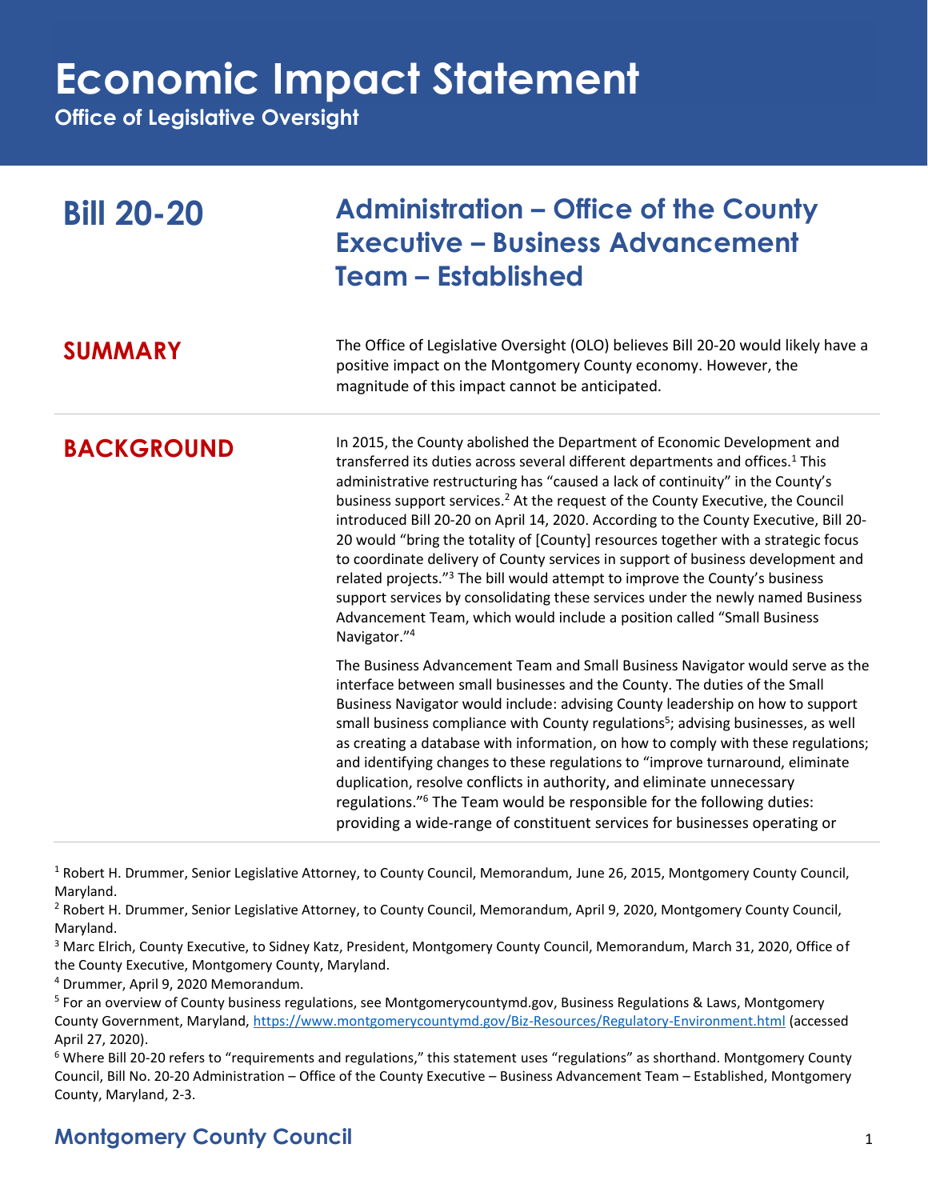# Economic Impact Statement

**Office of Legislative Oversight**

## Bill 20-20

## Administration – Office of the County Executive – Business Advancement Team – Established

### SUMMARY

The Office of Legislative Oversight (OLO) believes Bill 20-20 would likely have a positive impact on the Montgomery County economy. However, the magnitude of this impact cannot be anticipated.

### BACKGROUND

In 2015, the County abolished the Department of Economic Development and transferred its duties across several different departments and offices.[1] This administrative restructuring has "caused a lack of continuity" in the County's business support services.[2] At the request of the County Executive, the Council introduced Bill 20-20 on April 14, 2020. According to the County Executive, Bill 20-20 would "bring the totality of [County] resources together with a strategic focus to coordinate delivery of County services in support of business development and related projects."[3] The bill would attempt to improve the County's business support services by consolidating these services under the newly named Business Advancement Team, which would include a position called "Small Business Navigator."[4]

The Business Advancement Team and Small Business Navigator would serve as the interface between small businesses and the County. The duties of the Small Business Navigator would include: advising County leadership on how to support small business compliance with County regulations[5]; advising businesses, as well as creating a database with information, on how to comply with these regulations; and identifying changes to these regulations to "improve turnaround, eliminate duplication, resolve conflicts in authority, and eliminate unnecessary regulations."[6] The Team would be responsible for the following duties: providing a wide-range of constituent services for businesses operating or

---

[1] Robert H. Drummer, Senior Legislative Attorney, to County Council, Memorandum, June 26, 2015, Montgomery County Council, Maryland.

[2] Robert H. Drummer, Senior Legislative Attorney, to County Council, Memorandum, April 9, 2020, Montgomery County Council, Maryland.

[3] Marc Elrich, County Executive, to Sidney Katz, President, Montgomery County Council, Memorandum, March 31, 2020, Office of the County Executive, Montgomery County, Maryland.

[4] Drummer, April 9, 2020 Memorandum.

[5] For an overview of County business regulations, see Montgomerycountymd.gov, Business Regulations & Laws, Montgomery County Government, Maryland, https://www.montgomerycountymd.gov/Biz-Resources/Regulatory-Environment.html (accessed April 27, 2020).

[6] Where Bill 20-20 refers to "requirements and regulations," this statement uses "regulations" as shorthand. Montgomery County Council, Bill No. 20-20 Administration – Office of the County Executive – Business Advancement Team – Established, Montgomery County, Maryland, 2-3.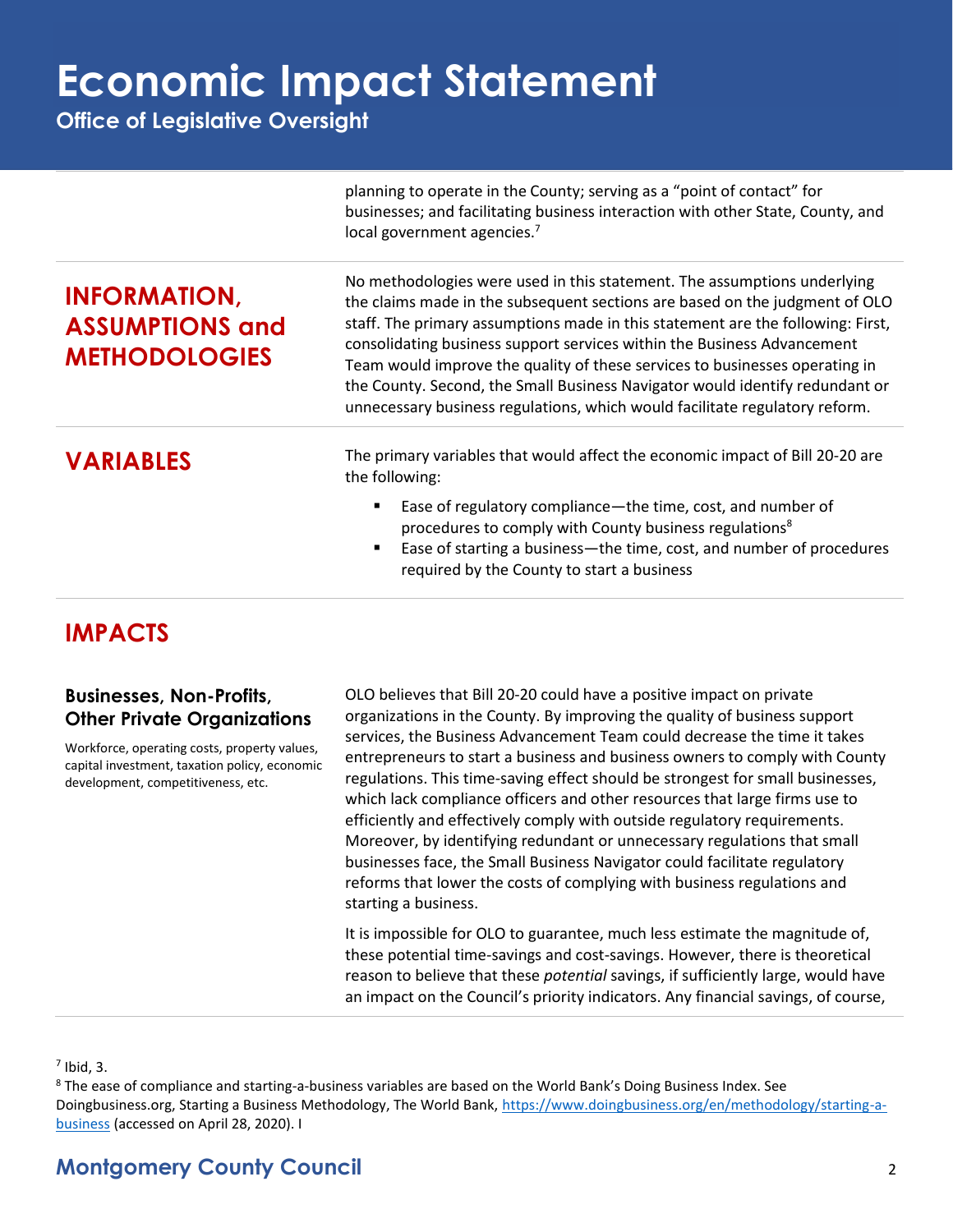planning to operate in the County; serving as a "point of contact" for businesses; and facilitating business interaction with other State, County, and local government agencies.[7]

## INFORMATION, ASSUMPTIONS and METHODOLOGIES

No methodologies were used in this statement. The assumptions underlying the claims made in the subsequent sections are based on the judgment of OLO staff. The primary assumptions made in this statement are the following: First, consolidating business support services within the Business Advancement Team would improve the quality of these services to businesses operating in the County. Second, the Small Business Navigator would identify redundant or unnecessary business regulations, which would facilitate regulatory reform.

## VARIABLES

The primary variables that would affect the economic impact of Bill 20-20 are the following:

- Ease of regulatory compliance—the time, cost, and number of procedures to comply with County business regulations[8]
- Ease of starting a business—the time, cost, and number of procedures required by the County to start a business

## IMPACTS

### Businesses, Non-Profits, Other Private Organizations

Workforce, operating costs, property values, capital investment, taxation policy, economic development, competitiveness, etc.

OLO believes that Bill 20-20 could have a positive impact on private organizations in the County. By improving the quality of business support services, the Business Advancement Team could decrease the time it takes entrepreneurs to start a business and business owners to comply with County regulations. This time-saving effect should be strongest for small businesses, which lack compliance officers and other resources that large firms use to efficiently and effectively comply with outside regulatory requirements. Moreover, by identifying redundant or unnecessary regulations that small businesses face, the Small Business Navigator could facilitate regulatory reforms that lower the costs of complying with business regulations and starting a business.

It is impossible for OLO to guarantee, much less estimate the magnitude of, these potential time-savings and cost-savings. However, there is theoretical reason to believe that these *potential* savings, if sufficiently large, would have an impact on the Council's priority indicators. Any financial savings, of course,

---

[7] Ibid, 3.

[8] The ease of compliance and starting-a-business variables are based on the World Bank's Doing Business Index. See Doingbusiness.org, Starting a Business Methodology, The World Bank, https://www.doingbusiness.org/en/methodology/starting-a-business (accessed on April 28, 2020). I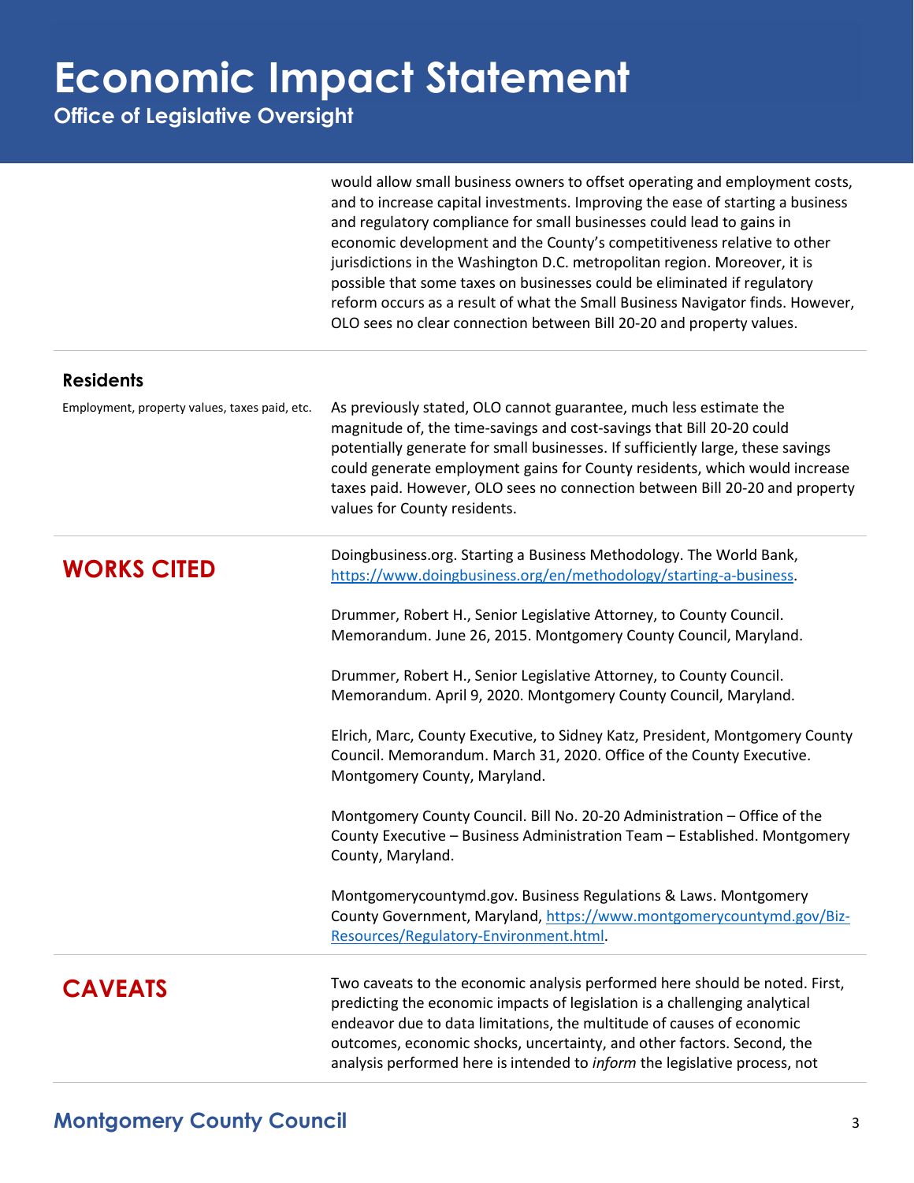would allow small business owners to offset operating and employment costs, and to increase capital investments. Improving the ease of starting a business and regulatory compliance for small businesses could lead to gains in economic development and the County's competitiveness relative to other jurisdictions in the Washington D.C. metropolitan region. Moreover, it is possible that some taxes on businesses could be eliminated if regulatory reform occurs as a result of what the Small Business Navigator finds. However, OLO sees no clear connection between Bill 20-20 and property values.

### Residents

Employment, property values, taxes paid, etc.

As previously stated, OLO cannot guarantee, much less estimate the magnitude of, the time-savings and cost-savings that Bill 20-20 could potentially generate for small businesses. If sufficiently large, these savings could generate employment gains for County residents, which would increase taxes paid. However, OLO sees no connection between Bill 20-20 and property values for County residents.

## WORKS CITED

Doingbusiness.org. Starting a Business Methodology. The World Bank, https://www.doingbusiness.org/en/methodology/starting-a-business.

Drummer, Robert H., Senior Legislative Attorney, to County Council. Memorandum. June 26, 2015. Montgomery County Council, Maryland.

Drummer, Robert H., Senior Legislative Attorney, to County Council. Memorandum. April 9, 2020. Montgomery County Council, Maryland.

Elrich, Marc, County Executive, to Sidney Katz, President, Montgomery County Council. Memorandum. March 31, 2020. Office of the County Executive. Montgomery County, Maryland.

Montgomery County Council. Bill No. 20-20 Administration – Office of the County Executive – Business Administration Team – Established. Montgomery County, Maryland.

Montgomerycountymd.gov. Business Regulations & Laws. Montgomery County Government, Maryland, https://www.montgomerycountymd.gov/Biz-Resources/Regulatory-Environment.html.

## CAVEATS

Two caveats to the economic analysis performed here should be noted. First, predicting the economic impacts of legislation is a challenging analytical endeavor due to data limitations, the multitude of causes of economic outcomes, economic shocks, uncertainty, and other factors. Second, the analysis performed here is intended to *inform* the legislative process, not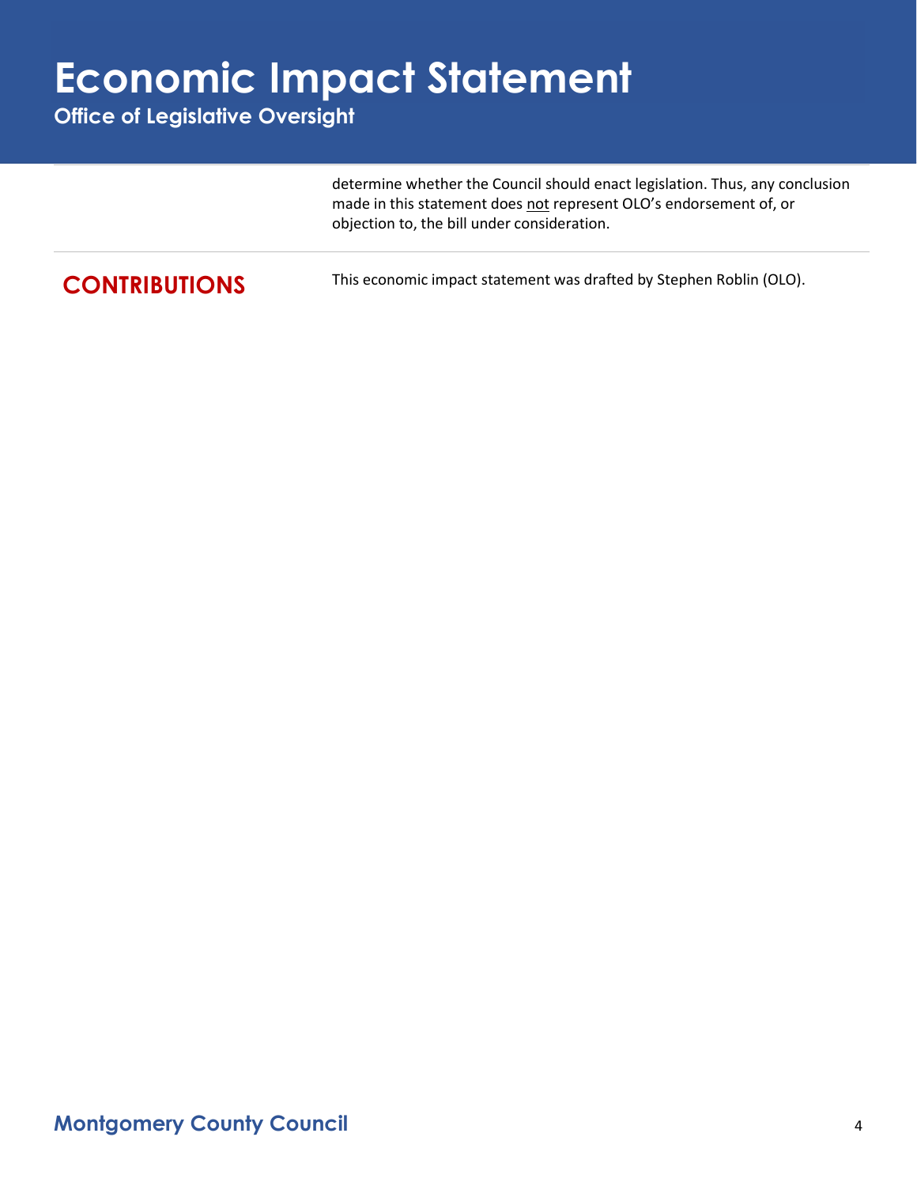determine whether the Council should enact legislation. Thus, any conclusion made in this statement does not represent OLO's endorsement of, or objection to, the bill under consideration.

## CONTRIBUTIONS

This economic impact statement was drafted by Stephen Roblin (OLO).